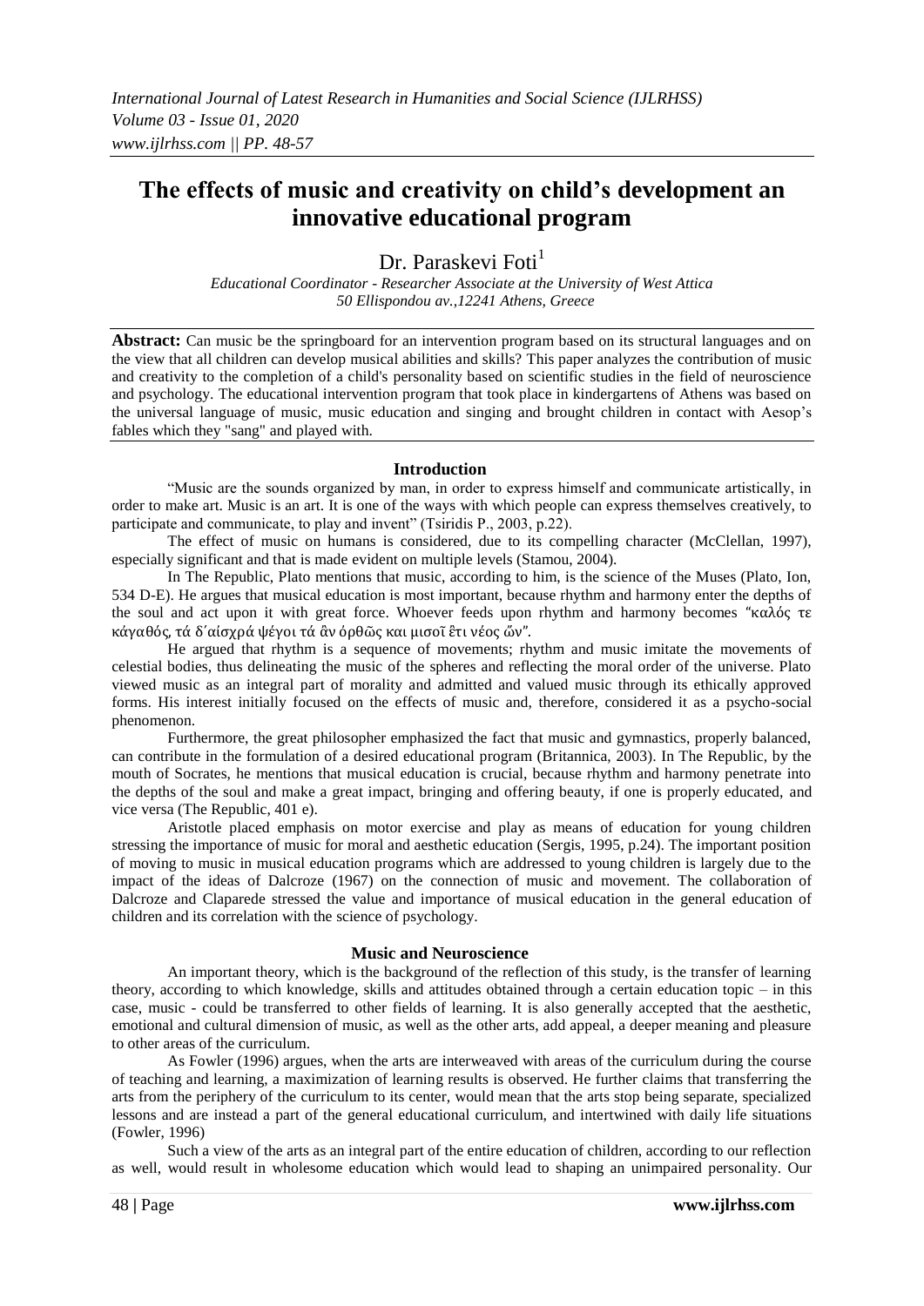# The effects of music and creativity on child's development an innovative educational program

Dr. Paraskevi Foti[1]

*Educational Coordinator - Researcher Associate at the University of West Attica*
*50 Ellispondou av.,12241 Athens, Greece*

**Abstract:** Can music be the springboard for an intervention program based on its structural languages and on the view that all children can develop musical abilities and skills? This paper analyzes the contribution of music and creativity to the completion of a child's personality based on scientific studies in the field of neuroscience and psychology. The educational intervention program that took place in kindergartens of Athens was based on the universal language of music, music education and singing and brought children in contact with Aesop's fables which they "sang" and played with.

## Introduction

"Music are the sounds organized by man, in order to express himself and communicate artistically, in order to make art. Music is an art. It is one of the ways with which people can express themselves creatively, to participate and communicate, to play and invent" (Tsiridis P., 2003, p.22).

The effect of music on humans is considered, due to its compelling character (McClellan, 1997), especially significant and that is made evident on multiple levels (Stamou, 2004).

In The Republic, Plato mentions that music, according to him, is the science of the Muses (Plato, Ion, 534 D-E). He argues that musical education is most important, because rhythm and harmony enter the depths of the soul and act upon it with great force. Whoever feeds upon rhythm and harmony becomes "καλός τε κάγαθός, τά δ΄αίσχρά ψέγοι τά ἂν όρθῶς και μισοῖ ἒτι νέος ὥν".

He argued that rhythm is a sequence of movements; rhythm and music imitate the movements of celestial bodies, thus delineating the music of the spheres and reflecting the moral order of the universe. Plato viewed music as an integral part of morality and admitted and valued music through its ethically approved forms. His interest initially focused on the effects of music and, therefore, considered it as a psycho-social phenomenon.

Furthermore, the great philosopher emphasized the fact that music and gymnastics, properly balanced, can contribute in the formulation of a desired educational program (Britannica, 2003). In The Republic, by the mouth of Socrates, he mentions that musical education is crucial, because rhythm and harmony penetrate into the depths of the soul and make a great impact, bringing and offering beauty, if one is properly educated, and vice versa (The Republic, 401 e).

Aristotle placed emphasis on motor exercise and play as means of education for young children stressing the importance of music for moral and aesthetic education (Sergis, 1995, p.24). The important position of moving to music in musical education programs which are addressed to young children is largely due to the impact of the ideas of Dalcroze (1967) on the connection of music and movement. The collaboration of Dalcroze and Claparede stressed the value and importance of musical education in the general education of children and its correlation with the science of psychology.

## Music and Neuroscience

An important theory, which is the background of the reflection of this study, is the transfer of learning theory, according to which knowledge, skills and attitudes obtained through a certain education topic – in this case, music - could be transferred to other fields of learning. It is also generally accepted that the aesthetic, emotional and cultural dimension of music, as well as the other arts, add appeal, a deeper meaning and pleasure to other areas of the curriculum.

As Fowler (1996) argues, when the arts are interweaved with areas of the curriculum during the course of teaching and learning, a maximization of learning results is observed. He further claims that transferring the arts from the periphery of the curriculum to its center, would mean that the arts stop being separate, specialized lessons and are instead a part of the general educational curriculum, and intertwined with daily life situations (Fowler, 1996)

Such a view of the arts as an integral part of the entire education of children, according to our reflection as well, would result in wholesome education which would lead to shaping an unimpaired personality. Our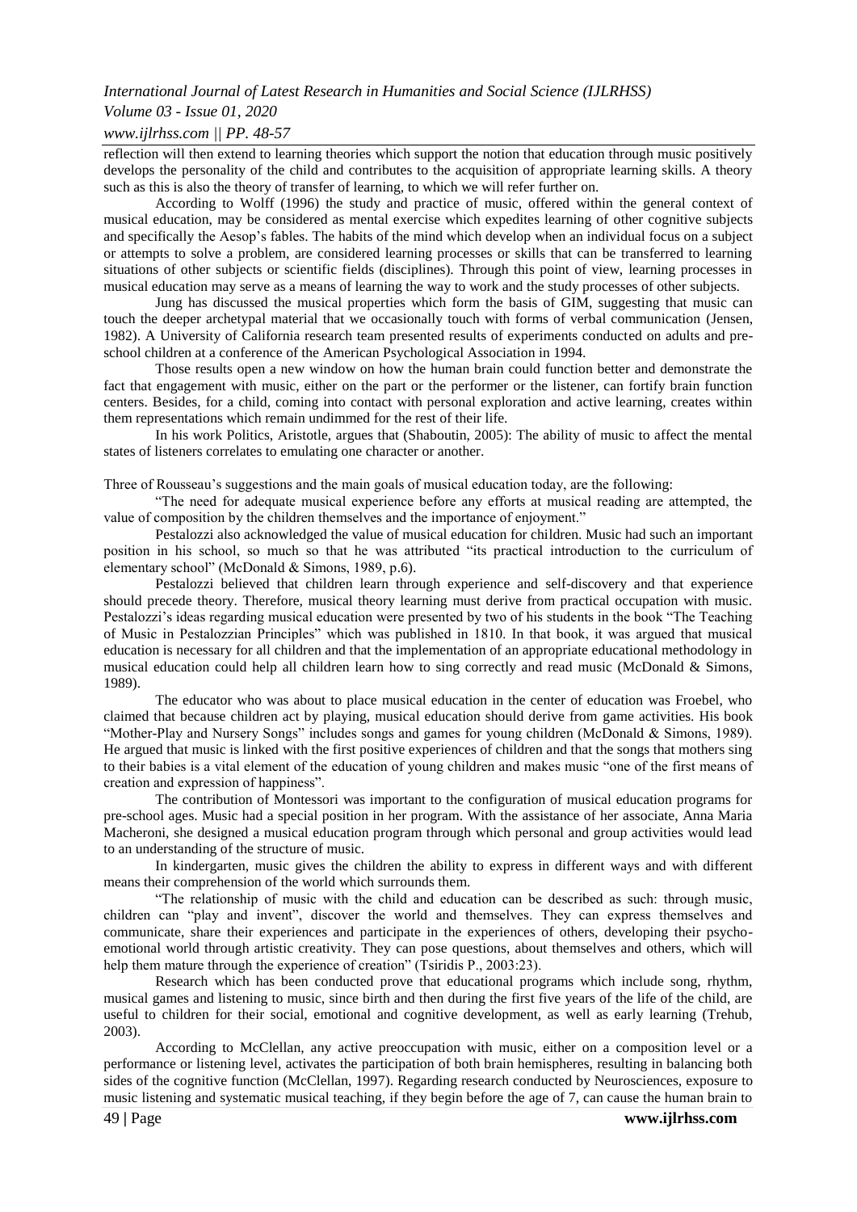reflection will then extend to learning theories which support the notion that education through music positively develops the personality of the child and contributes to the acquisition of appropriate learning skills. A theory such as this is also the theory of transfer of learning, to which we will refer further on.

According to Wolff (1996) the study and practice of music, offered within the general context of musical education, may be considered as mental exercise which expedites learning of other cognitive subjects and specifically the Aesop's fables. The habits of the mind which develop when an individual focus on a subject or attempts to solve a problem, are considered learning processes or skills that can be transferred to learning situations of other subjects or scientific fields (disciplines). Through this point of view, learning processes in musical education may serve as a means of learning the way to work and the study processes of other subjects.

Jung has discussed the musical properties which form the basis of GIM, suggesting that music can touch the deeper archetypal material that we occasionally touch with forms of verbal communication (Jensen, 1982). A University of California research team presented results of experiments conducted on adults and pre-school children at a conference of the American Psychological Association in 1994.

Those results open a new window on how the human brain could function better and demonstrate the fact that engagement with music, either on the part or the performer or the listener, can fortify brain function centers. Besides, for a child, coming into contact with personal exploration and active learning, creates within them representations which remain undimmed for the rest of their life.

In his work Politics, Aristotle, argues that (Shaboutin, 2005): The ability of music to affect the mental states of listeners correlates to emulating one character or another.

Three of Rousseau's suggestions and the main goals of musical education today, are the following:

"The need for adequate musical experience before any efforts at musical reading are attempted, the value of composition by the children themselves and the importance of enjoyment."

Pestalozzi also acknowledged the value of musical education for children. Music had such an important position in his school, so much so that he was attributed "its practical introduction to the curriculum of elementary school" (McDonald & Simons, 1989, p.6).

Pestalozzi believed that children learn through experience and self-discovery and that experience should precede theory. Therefore, musical theory learning must derive from practical occupation with music. Pestalozzi's ideas regarding musical education were presented by two of his students in the book "The Teaching of Music in Pestalozzian Principles" which was published in 1810. In that book, it was argued that musical education is necessary for all children and that the implementation of an appropriate educational methodology in musical education could help all children learn how to sing correctly and read music (McDonald & Simons, 1989).

The educator who was about to place musical education in the center of education was Froebel, who claimed that because children act by playing, musical education should derive from game activities. His book "Mother-Play and Nursery Songs" includes songs and games for young children (McDonald & Simons, 1989). He argued that music is linked with the first positive experiences of children and that the songs that mothers sing to their babies is a vital element of the education of young children and makes music "one of the first means of creation and expression of happiness".

The contribution of Montessori was important to the configuration of musical education programs for pre-school ages. Music had a special position in her program. With the assistance of her associate, Anna Maria Macheroni, she designed a musical education program through which personal and group activities would lead to an understanding of the structure of music.

In kindergarten, music gives the children the ability to express in different ways and with different means their comprehension of the world which surrounds them.

"The relationship of music with the child and education can be described as such: through music, children can "play and invent", discover the world and themselves. They can express themselves and communicate, share their experiences and participate in the experiences of others, developing their psycho-emotional world through artistic creativity. They can pose questions, about themselves and others, which will help them mature through the experience of creation" (Tsiridis P., 2003:23).

Research which has been conducted prove that educational programs which include song, rhythm, musical games and listening to music, since birth and then during the first five years of the life of the child, are useful to children for their social, emotional and cognitive development, as well as early learning (Trehub, 2003).

According to McClellan, any active preoccupation with music, either on a composition level or a performance or listening level, activates the participation of both brain hemispheres, resulting in balancing both sides of the cognitive function (McClellan, 1997). Regarding research conducted by Neurosciences, exposure to music listening and systematic musical teaching, if they begin before the age of 7, can cause the human brain to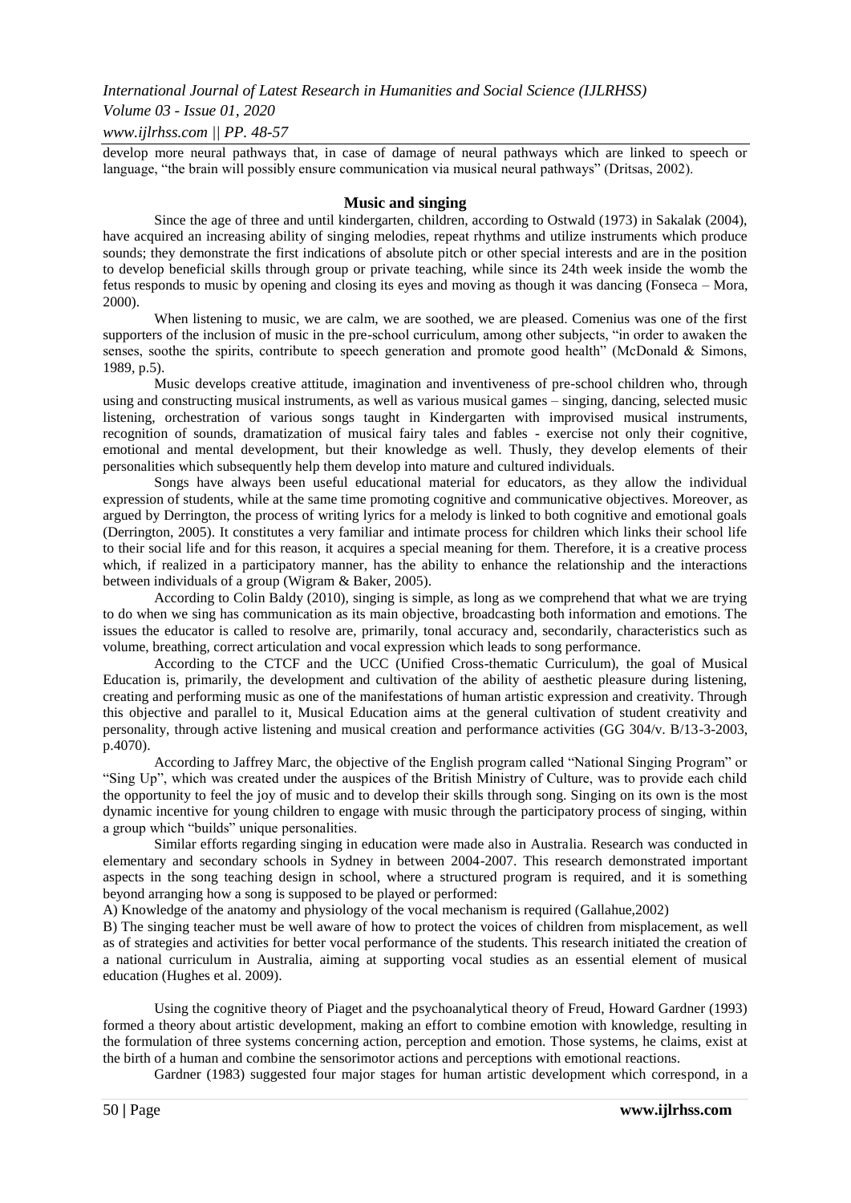develop more neural pathways that, in case of damage of neural pathways which are linked to speech or language, "the brain will possibly ensure communication via musical neural pathways" (Dritsas, 2002).

## Music and singing

Since the age of three and until kindergarten, children, according to Ostwald (1973) in Sakalak (2004), have acquired an increasing ability of singing melodies, repeat rhythms and utilize instruments which produce sounds; they demonstrate the first indications of absolute pitch or other special interests and are in the position to develop beneficial skills through group or private teaching, while since its 24th week inside the womb the fetus responds to music by opening and closing its eyes and moving as though it was dancing (Fonseca – Mora, 2000).

When listening to music, we are calm, we are soothed, we are pleased. Comenius was one of the first supporters of the inclusion of music in the pre-school curriculum, among other subjects, "in order to awaken the senses, soothe the spirits, contribute to speech generation and promote good health" (McDonald & Simons, 1989, p.5).

Music develops creative attitude, imagination and inventiveness of pre-school children who, through using and constructing musical instruments, as well as various musical games – singing, dancing, selected music listening, orchestration of various songs taught in Kindergarten with improvised musical instruments, recognition of sounds, dramatization of musical fairy tales and fables - exercise not only their cognitive, emotional and mental development, but their knowledge as well. Thusly, they develop elements of their personalities which subsequently help them develop into mature and cultured individuals.

Songs have always been useful educational material for educators, as they allow the individual expression of students, while at the same time promoting cognitive and communicative objectives. Moreover, as argued by Derrington, the process of writing lyrics for a melody is linked to both cognitive and emotional goals (Derrington, 2005). It constitutes a very familiar and intimate process for children which links their school life to their social life and for this reason, it acquires a special meaning for them. Therefore, it is a creative process which, if realized in a participatory manner, has the ability to enhance the relationship and the interactions between individuals of a group (Wigram & Baker, 2005).

According to Colin Baldy (2010), singing is simple, as long as we comprehend that what we are trying to do when we sing has communication as its main objective, broadcasting both information and emotions. The issues the educator is called to resolve are, primarily, tonal accuracy and, secondarily, characteristics such as volume, breathing, correct articulation and vocal expression which leads to song performance.

According to the CTCF and the UCC (Unified Cross-thematic Curriculum), the goal of Musical Education is, primarily, the development and cultivation of the ability of aesthetic pleasure during listening, creating and performing music as one of the manifestations of human artistic expression and creativity. Through this objective and parallel to it, Musical Education aims at the general cultivation of student creativity and personality, through active listening and musical creation and performance activities (GG 304/v. B/13-3-2003, p.4070).

According to Jaffrey Marc, the objective of the English program called "National Singing Program" or "Sing Up", which was created under the auspices of the British Ministry of Culture, was to provide each child the opportunity to feel the joy of music and to develop their skills through song. Singing on its own is the most dynamic incentive for young children to engage with music through the participatory process of singing, within a group which "builds" unique personalities.

Similar efforts regarding singing in education were made also in Australia. Research was conducted in elementary and secondary schools in Sydney in between 2004-2007. This research demonstrated important aspects in the song teaching design in school, where a structured program is required, and it is something beyond arranging how a song is supposed to be played or performed:

A) Knowledge of the anatomy and physiology of the vocal mechanism is required (Gallahue,2002)

B) The singing teacher must be well aware of how to protect the voices of children from misplacement, as well as of strategies and activities for better vocal performance of the students. This research initiated the creation of a national curriculum in Australia, aiming at supporting vocal studies as an essential element of musical education (Hughes et al. 2009).

Using the cognitive theory of Piaget and the psychoanalytical theory of Freud, Howard Gardner (1993) formed a theory about artistic development, making an effort to combine emotion with knowledge, resulting in the formulation of three systems concerning action, perception and emotion. Those systems, he claims, exist at the birth of a human and combine the sensorimotor actions and perceptions with emotional reactions.

Gardner (1983) suggested four major stages for human artistic development which correspond, in a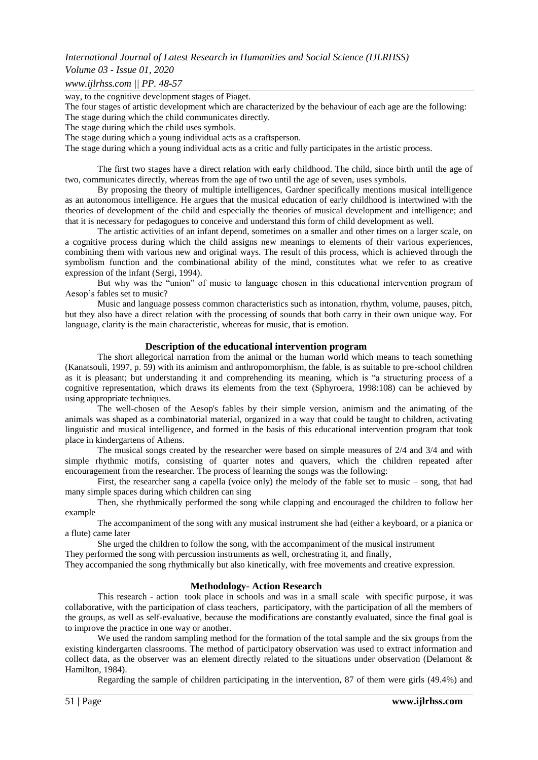way, to the cognitive development stages of Piaget.

The four stages of artistic development which are characterized by the behaviour of each age are the following:

The stage during which the child communicates directly.

The stage during which the child uses symbols.

The stage during which a young individual acts as a craftsperson.

The stage during which a young individual acts as a critic and fully participates in the artistic process.

The first two stages have a direct relation with early childhood. The child, since birth until the age of two, communicates directly, whereas from the age of two until the age of seven, uses symbols.

By proposing the theory of multiple intelligences, Gardner specifically mentions musical intelligence as an autonomous intelligence. He argues that the musical education of early childhood is intertwined with the theories of development of the child and especially the theories of musical development and intelligence; and that it is necessary for pedagogues to conceive and understand this form of child development as well.

The artistic activities of an infant depend, sometimes on a smaller and other times on a larger scale, on a cognitive process during which the child assigns new meanings to elements of their various experiences, combining them with various new and original ways. The result of this process, which is achieved through the symbolism function and the combinational ability of the mind, constitutes what we refer to as creative expression of the infant (Sergi, 1994).

But why was the "union" of music to language chosen in this educational intervention program of Aesop's fables set to music?

Music and language possess common characteristics such as intonation, rhythm, volume, pauses, pitch, but they also have a direct relation with the processing of sounds that both carry in their own unique way. For language, clarity is the main characteristic, whereas for music, that is emotion.

## Description of the educational intervention program

The short allegorical narration from the animal or the human world which means to teach something (Kanatsouli, 1997, p. 59) with its animism and anthropomorphism, the fable, is as suitable to pre-school children as it is pleasant; but understanding it and comprehending its meaning, which is "a structuring process of a cognitive representation, which draws its elements from the text (Sphyroera, 1998:108) can be achieved by using appropriate techniques.

The well-chosen of the Aesop's fables by their simple version, animism and the animating of the animals was shaped as a combinatorial material, organized in a way that could be taught to children, activating linguistic and musical intelligence, and formed in the basis of this educational intervention program that took place in kindergartens of Athens.

The musical songs created by the researcher were based on simple measures of 2/4 and 3/4 and with simple rhythmic motifs, consisting of quarter notes and quavers, which the children repeated after encouragement from the researcher. The process of learning the songs was the following:

First, the researcher sang a capella (voice only) the melody of the fable set to music – song, that had many simple spaces during which children can sing

Then, she rhythmically performed the song while clapping and encouraged the children to follow her example

The accompaniment of the song with any musical instrument she had (either a keyboard, or a pianica or a flute) came later

She urged the children to follow the song, with the accompaniment of the musical instrument

They performed the song with percussion instruments as well, orchestrating it, and finally,

They accompanied the song rhythmically but also kinetically, with free movements and creative expression.

## Methodology- Action Research

This research - action took place in schools and was in a small scale with specific purpose, it was collaborative, with the participation of class teachers, participatory, with the participation of all the members of the groups, as well as self-evaluative, because the modifications are constantly evaluated, since the final goal is to improve the practice in one way or another.

We used the random sampling method for the formation of the total sample and the six groups from the existing kindergarten classrooms. The method of participatory observation was used to extract information and collect data, as the observer was an element directly related to the situations under observation (Delamont & Hamilton, 1984).

Regarding the sample of children participating in the intervention, 87 of them were girls (49.4%) and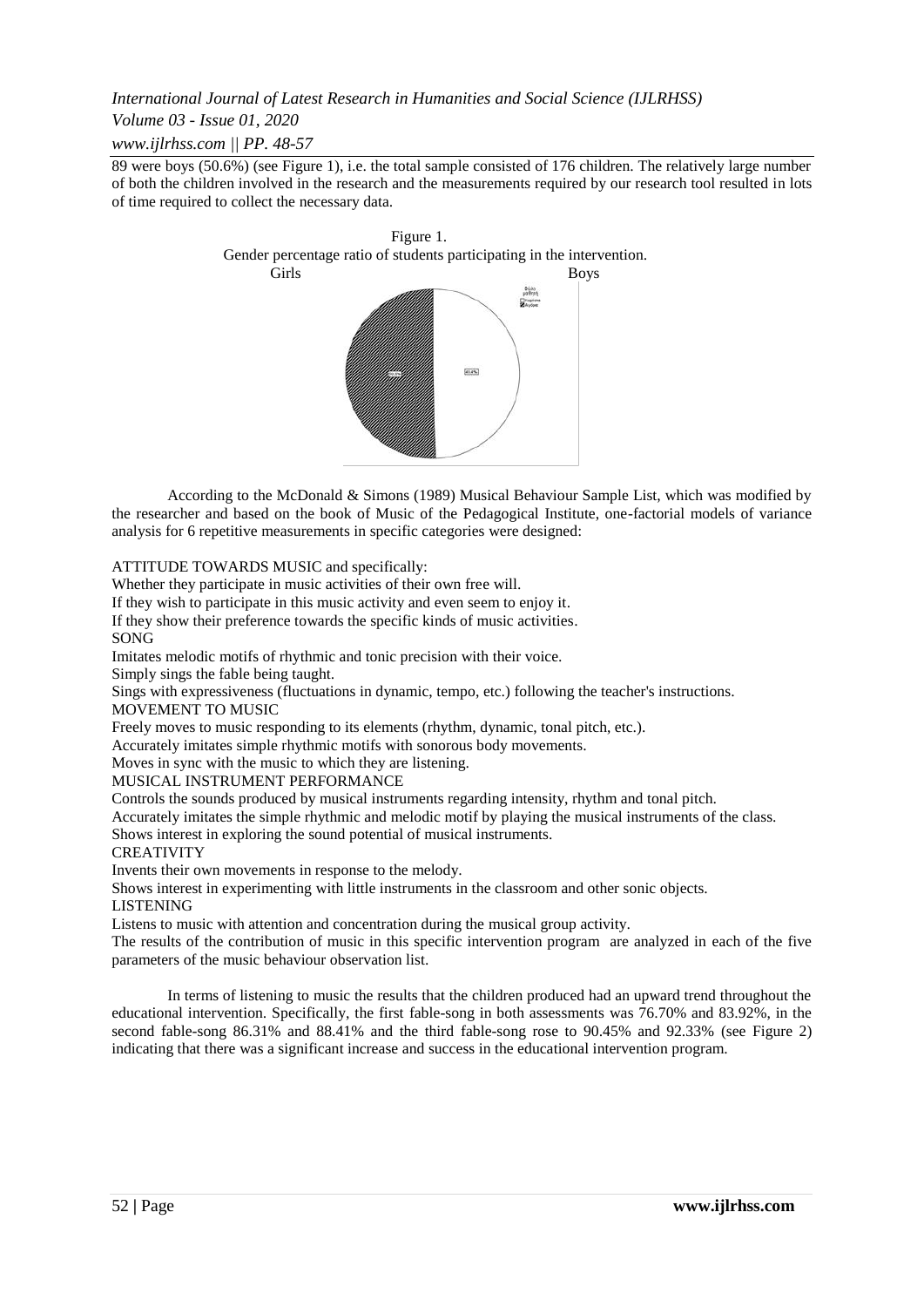89 were boys (50.6%) (see Figure 1), i.e. the total sample consisted of 176 children. The relatively large number of both the children involved in the research and the measurements required by our research tool resulted in lots of time required to collect the necessary data.

Figure 1.
Gender percentage ratio of students participating in the intervention.
Girls Boys

According to the McDonald & Simons (1989) Musical Behaviour Sample List, which was modified by the researcher and based on the book of Music of the Pedagogical Institute, one-factorial models of variance analysis for 6 repetitive measurements in specific categories were designed:

ATTITUDE TOWARDS MUSIC and specifically:
Whether they participate in music activities of their own free will.
If they wish to participate in this music activity and even seem to enjoy it.
If they show their preference towards the specific kinds of music activities.
SONG
Imitates melodic motifs of rhythmic and tonic precision with their voice.
Simply sings the fable being taught.
Sings with expressiveness (fluctuations in dynamic, tempo, etc.) following the teacher's instructions.
MOVEMENT TO MUSIC
Freely moves to music responding to its elements (rhythm, dynamic, tonal pitch, etc.).
Accurately imitates simple rhythmic motifs with sonorous body movements.
Moves in sync with the music to which they are listening.
MUSICAL INSTRUMENT PERFORMANCE
Controls the sounds produced by musical instruments regarding intensity, rhythm and tonal pitch.
Accurately imitates the simple rhythmic and melodic motif by playing the musical instruments of the class.
Shows interest in exploring the sound potential of musical instruments.
CREATIVITY
Invents their own movements in response to the melody.
Shows interest in experimenting with little instruments in the classroom and other sonic objects.
LISTENING
Listens to music with attention and concentration during the musical group activity.
The results of the contribution of music in this specific intervention program are analyzed in each of the five parameters of the music behaviour observation list.

In terms of listening to music the results that the children produced had an upward trend throughout the educational intervention. Specifically, the first fable-song in both assessments was 76.70% and 83.92%, in the second fable-song 86.31% and 88.41% and the third fable-song rose to 90.45% and 92.33% (see Figure 2) indicating that there was a significant increase and success in the educational intervention program.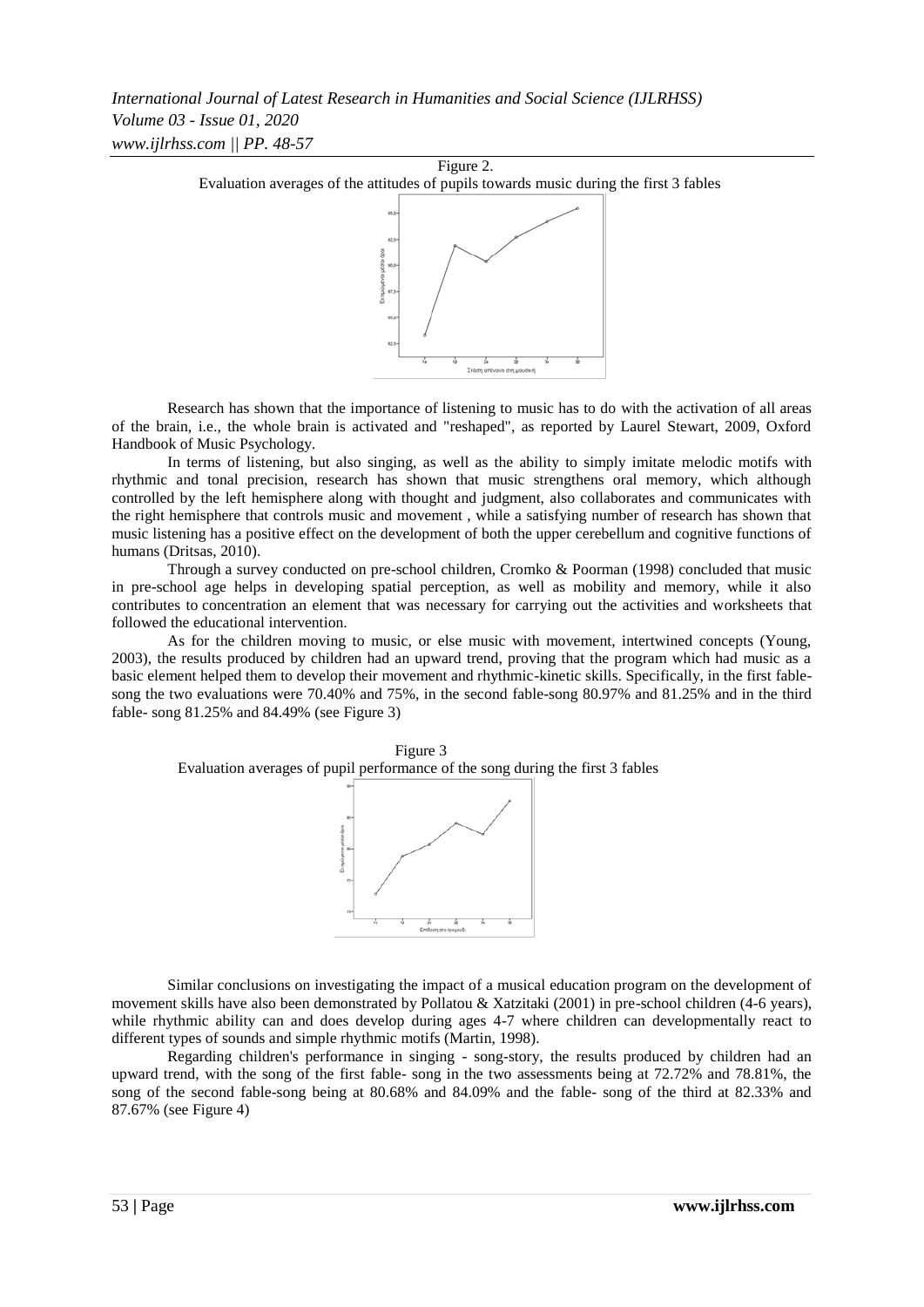Figure 2.
Evaluation averages of the attitudes of pupils towards music during the first 3 fables

Research has shown that the importance of listening to music has to do with the activation of all areas of the brain, i.e., the whole brain is activated and "reshaped", as reported by Laurel Stewart, 2009, Oxford Handbook of Music Psychology.

In terms of listening, but also singing, as well as the ability to simply imitate melodic motifs with rhythmic and tonal precision, research has shown that music strengthens oral memory, which although controlled by the left hemisphere along with thought and judgment, also collaborates and communicates with the right hemisphere that controls music and movement , while a satisfying number of research has shown that music listening has a positive effect on the development of both the upper cerebellum and cognitive functions of humans (Dritsas, 2010).

Through a survey conducted on pre-school children, Cromko & Poorman (1998) concluded that music in pre-school age helps in developing spatial perception, as well as mobility and memory, while it also contributes to concentration an element that was necessary for carrying out the activities and worksheets that followed the educational intervention.

As for the children moving to music, or else music with movement, intertwined concepts (Young, 2003), the results produced by children had an upward trend, proving that the program which had music as a basic element helped them to develop their movement and rhythmic-kinetic skills. Specifically, in the first fable-song the two evaluations were 70.40% and 75%, in the second fable-song 80.97% and 81.25% and in the third fable- song 81.25% and 84.49% (see Figure 3)

Figure 3
Evaluation averages of pupil performance of the song during the first 3 fables

Similar conclusions on investigating the impact of a musical education program on the development of movement skills have also been demonstrated by Pollatou & Xatzitaki (2001) in pre-school children (4-6 years), while rhythmic ability can and does develop during ages 4-7 where children can developmentally react to different types of sounds and simple rhythmic motifs (Martin, 1998).

Regarding children's performance in singing - song-story, the results produced by children had an upward trend, with the song of the first fable- song in the two assessments being at 72.72% and 78.81%, the song of the second fable-song being at 80.68% and 84.09% and the fable- song of the third at 82.33% and 87.67% (see Figure 4)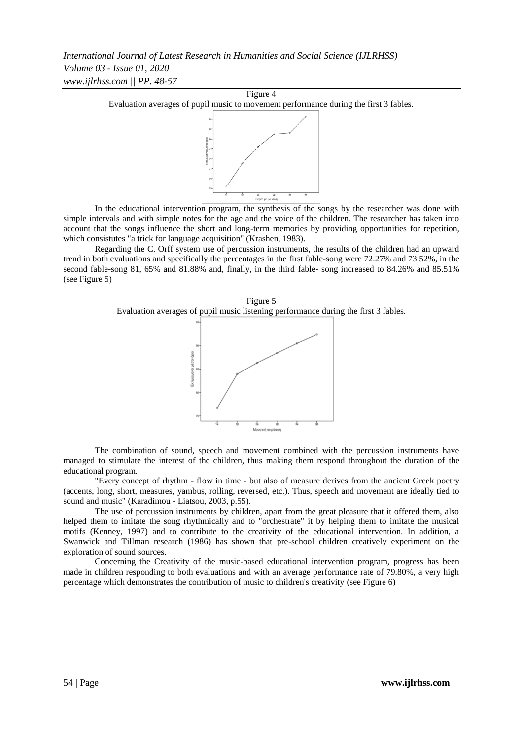Figure 4

Evaluation averages of pupil music to movement performance during the first 3 fables.

In the educational intervention program, the synthesis of the songs by the researcher was done with simple intervals and with simple notes for the age and the voice of the children. The researcher has taken into account that the songs influence the short and long-term memories by providing opportunities for repetition, which consistutes "a trick for language acquisition" (Krashen, 1983).

Regarding the C. Orff system use of percussion instruments, the results of the children had an upward trend in both evaluations and specifically the percentages in the first fable-song were 72.27% and 73.52%, in the second fable-song 81, 65% and 81.88% and, finally, in the third fable- song increased to 84.26% and 85.51% (see Figure 5)

Figure 5

Evaluation averages of pupil music listening performance during the first 3 fables.

The combination of sound, speech and movement combined with the percussion instruments have managed to stimulate the interest of the children, thus making them respond throughout the duration of the educational program.

"Every concept of rhythm - flow in time - but also of measure derives from the ancient Greek poetry (accents, long, short, measures, yambus, rolling, reversed, etc.). Thus, speech and movement are ideally tied to sound and music" (Karadimou - Liatsou, 2003, p.55).

The use of percussion instruments by children, apart from the great pleasure that it offered them, also helped them to imitate the song rhythmically and to "orchestrate" it by helping them to imitate the musical motifs (Kenney, 1997) and to contribute to the creativity of the educational intervention. In addition, a Swanwick and Tillman research (1986) has shown that pre-school children creatively experiment on the exploration of sound sources.

Concerning the Creativity of the music-based educational intervention program, progress has been made in children responding to both evaluations and with an average performance rate of 79.80%, a very high percentage which demonstrates the contribution of music to children's creativity (see Figure 6)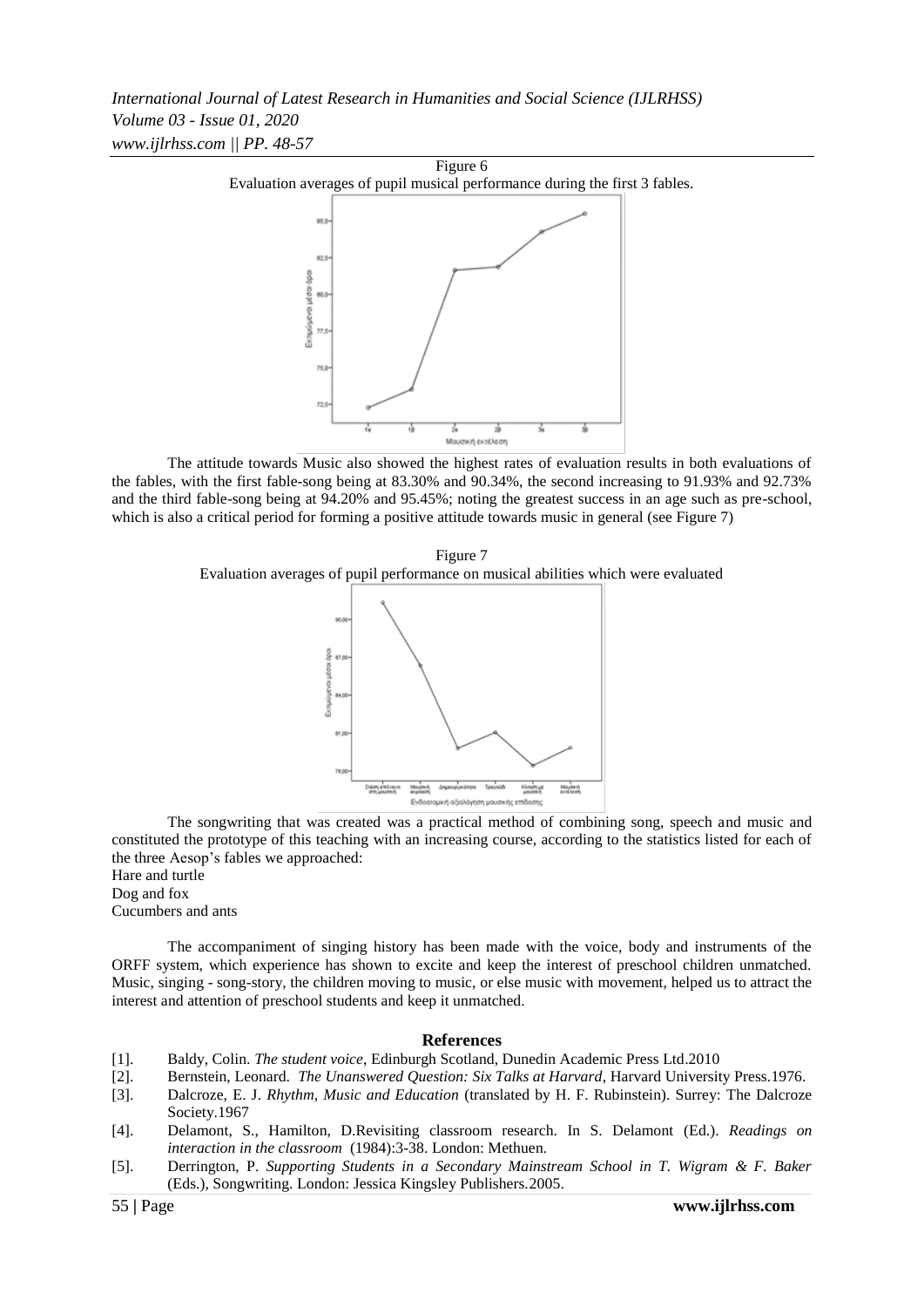Figure 6

Evaluation averages of pupil musical performance during the first 3 fables.

The attitude towards Music also showed the highest rates of evaluation results in both evaluations of the fables, with the first fable-song being at 83.30% and 90.34%, the second increasing to 91.93% and 92.73% and the third fable-song being at 94.20% and 95.45%; noting the greatest success in an age such as pre-school, which is also a critical period for forming a positive attitude towards music in general (see Figure 7)

Figure 7

Evaluation averages of pupil performance on musical abilities which were evaluated

The songwriting that was created was a practical method of combining song, speech and music and constituted the prototype of this teaching with an increasing course, according to the statistics listed for each of the three Aesop's fables we approached:

Hare and turtle

Dog and fox

Cucumbers and ants

The accompaniment of singing history has been made with the voice, body and instruments of the ORFF system, which experience has shown to excite and keep the interest of preschool children unmatched. Music, singing - song-story, the children moving to music, or else music with movement, helped us to attract the interest and attention of preschool students and keep it unmatched.

## References

[1]. Baldy, Colin. *The student voice*, Edinburgh Scotland, Dunedin Academic Press Ltd.2010

[2]. Bernstein, Leonard. *The Unanswered Question: Six Talks at Harvard*, Harvard University Press.1976.

[3]. Dalcroze, E. J. *Rhythm, Music and Education* (translated by H. F. Rubinstein). Surrey: The Dalcroze Society.1967

[4]. Delamont, S., Hamilton, D.Revisiting classroom research. In S. Delamont (Ed.). *Readings on interaction in the classroom* (1984):3-38. London: Methuen.

[5]. Derrington, P. *Supporting Students in a Secondary Mainstream School in T. Wigram & F. Baker* (Eds.), Songwriting. London: Jessica Kingsley Publishers.2005.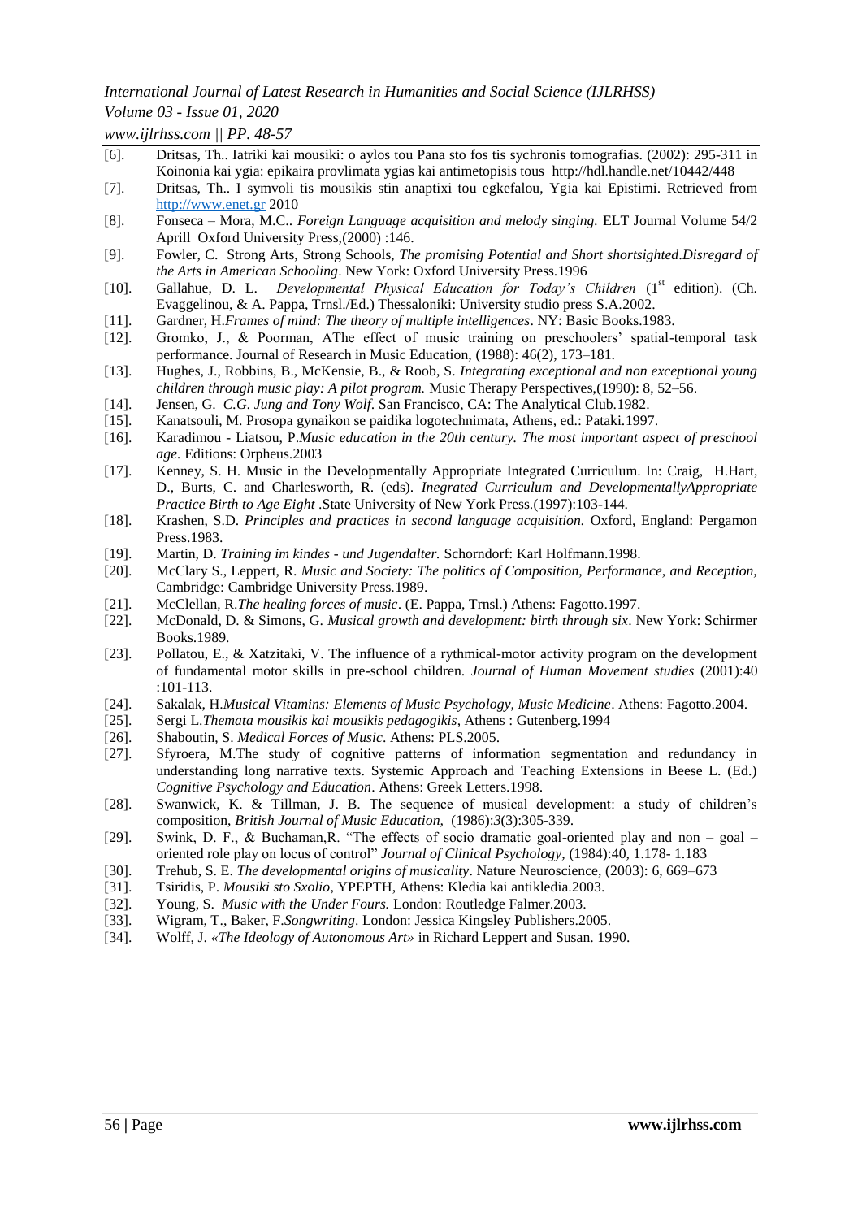[6]. Dritsas, Th.. Iatriki kai mousiki: o aylos tou Pana sto fos tis sychronis tomografias. (2002): 295-311 in Koinonia kai ygia: epikaira provlimata ygias kai antimetopisis tous http://hdl.handle.net/10442/448

[7]. Dritsas, Th.. I symvoli tis mousikis stin anaptixi tou egkefalou, Ygia kai Epistimi. Retrieved from http://www.enet.gr 2010

[8]. Fonseca – Mora, M.C.. *Foreign Language acquisition and melody singing.* ELT Journal Volume 54/2 Aprill Oxford University Press,(2000) :146.

[9]. Fowler, C. Strong Arts, Strong Schools, *The promising Potential and Short shortsighted.Disregard of the Arts in American Schooling*. New York: Oxford University Press.1996

[10]. Gallahue, D. L. *Developmental Physical Education for Today's Children* (1st edition). (Ch. Evaggelinou, & A. Pappa, Trnsl./Ed.) Thessaloniki: University studio press S.A.2002.

[11]. Gardner, H.*Frames of mind: The theory of multiple intelligences*. NY: Basic Books.1983.

[12]. Gromko, J., & Poorman, AThe effect of music training on preschoolers' spatial-temporal task performance. Journal of Research in Music Education, (1988): 46(2), 173–181.

[13]. Hughes, J., Robbins, B., McKensie, B., & Roob, S. *Integrating exceptional and non exceptional young children through music play: A pilot program.* Music Therapy Perspectives,(1990): 8, 52–56.

[14]. Jensen, G. *C.G. Jung and Tony Wolf*. San Francisco, CA: The Analytical Club.1982.

[15]. Kanatsouli, M. Prosopa gynaikon se paidika logotechnimata, Athens, ed.: Pataki.1997.

[16]. Karadimou - Liatsou, P.*Music education in the 20th century. The most important aspect of preschool age.* Editions: Orpheus.2003

[17]. Kenney, S. H. Music in the Developmentally Appropriate Integrated Curriculum. In: Craig, H.Hart, D., Burts, C. and Charlesworth, R. (eds). *Inegrated Curriculum and DevelopmentallyAppropriate Practice Birth to Age Eight* .State University of New York Press.(1997):103-144.

[18]. Krashen, S.D. *Principles and practices in second language acquisition.* Oxford, England: Pergamon Press.1983.

[19]. Martin, D. *Training im kindes - und Jugendalter.* Schorndorf: Karl Holfmann.1998.

[20]. McClary S., Leppert, R. *Music and Society: The politics of Composition, Performance, and Reception,* Cambridge: Cambridge University Press.1989.

[21]. McClellan, R.*The healing forces of music*. (E. Pappa, Trnsl.) Athens: Fagotto.1997.

[22]. McDonald, D. & Simons, G. *Musical growth and development: birth through six*. New York: Schirmer Books.1989.

[23]. Pollatou, E., & Xatzitaki, V. The influence of a rythmical-motor activity program on the development of fundamental motor skills in pre-school children. *Journal of Human Movement studies* (2001):40 :101-113.

[24]. Sakalak, H.*Musical Vitamins: Elements of Music Psychology, Music Medicine*. Athens: Fagotto.2004.

[25]. Sergi L.*Themata mousikis kai mousikis pedagogikis*, Athens : Gutenberg.1994

[26]. Shaboutin, S. *Medical Forces of Music*. Athens: PLS.2005.

[27]. Sfyroera, M.The study of cognitive patterns of information segmentation and redundancy in understanding long narrative texts. Systemic Approach and Teaching Extensions in Beese L. (Ed.) *Cognitive Psychology and Education*. Athens: Greek Letters.1998.

[28]. Swanwick, K. & Tillman, J. B. The sequence of musical development: a study of children's composition, *British Journal of Music Education,* (1986):*3*(3):305-339.

[29]. Swink, D. F., & Buchaman,R. "The effects of socio dramatic goal-oriented play and non – goal – oriented role play on locus of control" *Journal of Clinical Psychology,* (1984):40, 1.178- 1.183

[30]. Trehub, S. E. *The developmental origins of musicality*. Nature Neuroscience, (2003): 6, 669–673

[31]. Tsiridis, P. *Mousiki sto Sxolio*, YPEPTH, Athens: Kledia kai antikledia.2003.

[32]. Young, S. *Music with the Under Fours.* London: Routledge Falmer.2003.

[33]. Wigram, T., Baker, F.*Songwriting*. London: Jessica Kingsley Publishers.2005.

[34]. Wolff, J. *«The Ideology of Autonomous Art»* in Richard Leppert and Susan. 1990.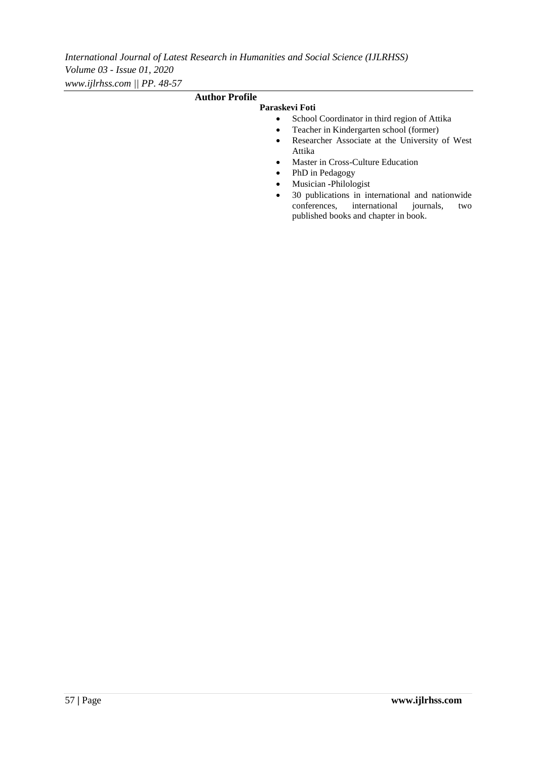## Author Profile

**Paraskevi Foti**

- School Coordinator in third region of Attika
- Teacher in Kindergarten school (former)
- Researcher Associate at the University of West Attika
- Master in Cross-Culture Education
- PhD in Pedagogy
- Musician -Philologist
- 30 publications in international and nationwide conferences, international journals, two published books and chapter in book.